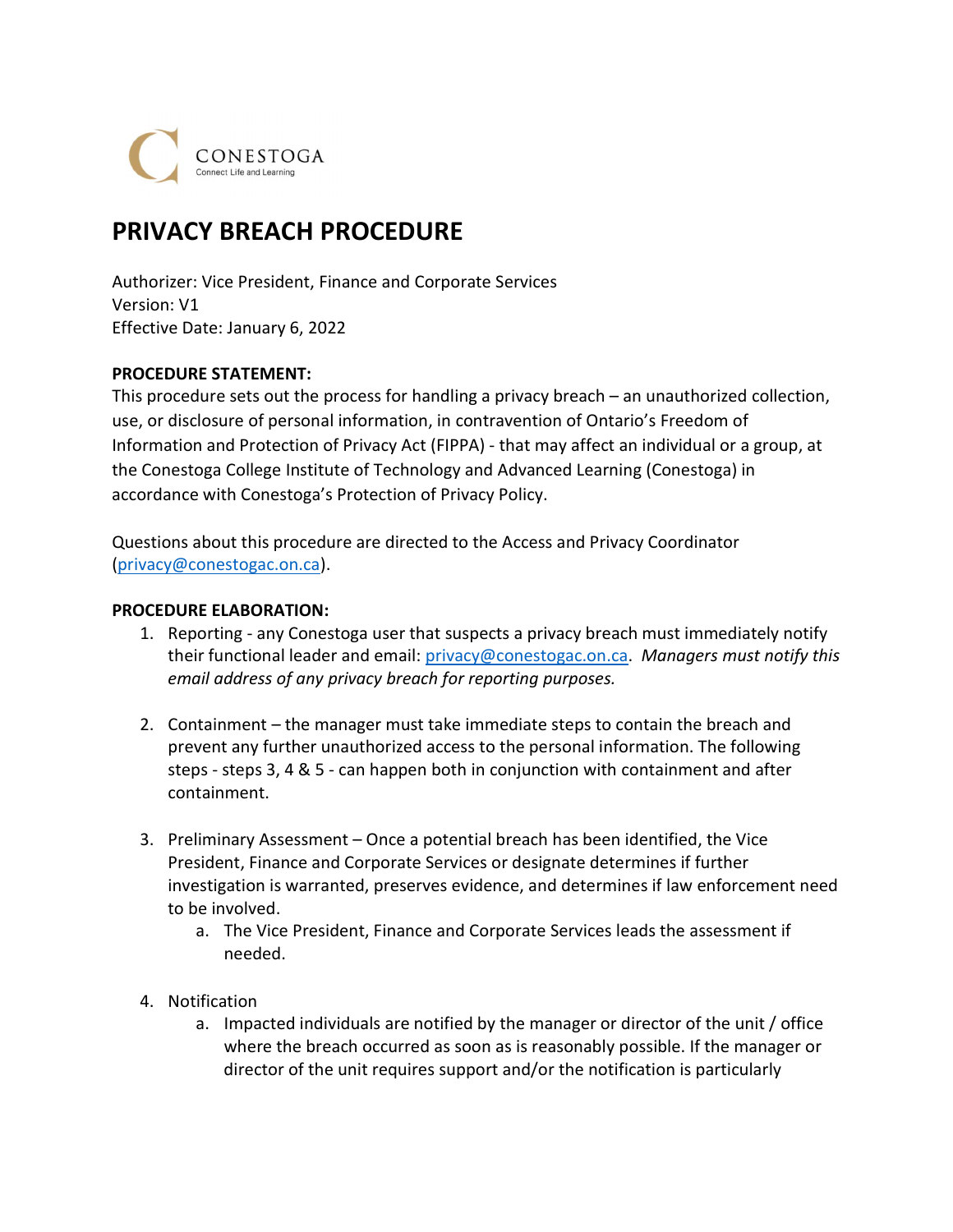CONESTOGA
Connect Life and Learning

# PRIVACY BREACH PROCEDURE

Authorizer: Vice President, Finance and Corporate Services
Version: V1
Effective Date: January 6, 2022

**PROCEDURE STATEMENT:**
This procedure sets out the process for handling a privacy breach – an unauthorized collection, use, or disclosure of personal information, in contravention of Ontario's Freedom of Information and Protection of Privacy Act (FIPPA) - that may affect an individual or a group, at the Conestoga College Institute of Technology and Advanced Learning (Conestoga) in accordance with Conestoga's Protection of Privacy Policy.

Questions about this procedure are directed to the Access and Privacy Coordinator (privacy@conestogac.on.ca).

**PROCEDURE ELABORATION:**

1. Reporting - any Conestoga user that suspects a privacy breach must immediately notify their functional leader and email: privacy@conestogac.on.ca. *Managers must notify this email address of any privacy breach for reporting purposes.*

2. Containment – the manager must take immediate steps to contain the breach and prevent any further unauthorized access to the personal information. The following steps - steps 3, 4 & 5 - can happen both in conjunction with containment and after containment.

3. Preliminary Assessment – Once a potential breach has been identified, the Vice President, Finance and Corporate Services or designate determines if further investigation is warranted, preserves evidence, and determines if law enforcement need to be involved.
   a. The Vice President, Finance and Corporate Services leads the assessment if needed.

4. Notification
   a. Impacted individuals are notified by the manager or director of the unit / office where the breach occurred as soon as is reasonably possible. If the manager or director of the unit requires support and/or the notification is particularly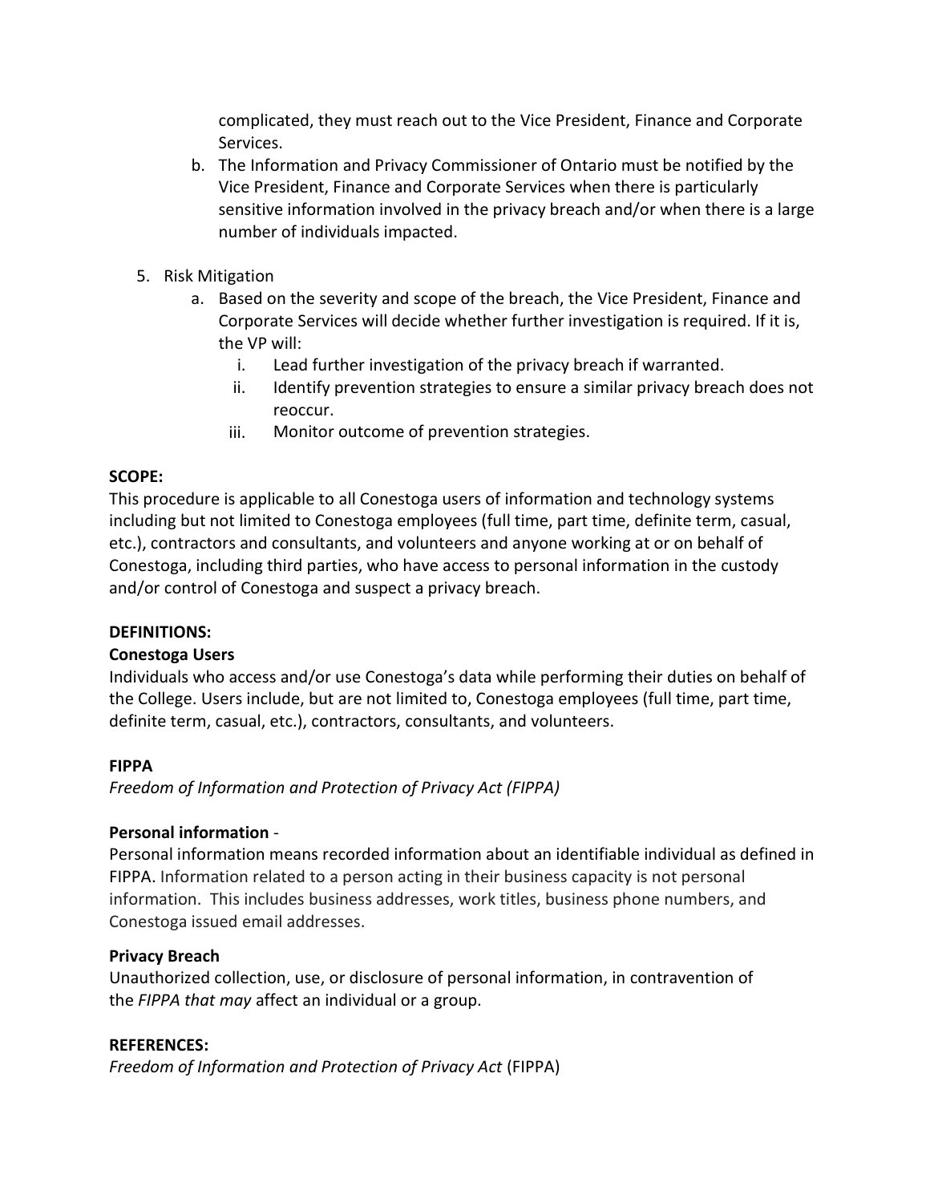complicated, they must reach out to the Vice President, Finance and Corporate Services.

   b. The Information and Privacy Commissioner of Ontario must be notified by the Vice President, Finance and Corporate Services when there is particularly sensitive information involved in the privacy breach and/or when there is a large number of individuals impacted.

5. Risk Mitigation
   a. Based on the severity and scope of the breach, the Vice President, Finance and Corporate Services will decide whether further investigation is required. If it is, the VP will:
      i. Lead further investigation of the privacy breach if warranted.
      ii. Identify prevention strategies to ensure a similar privacy breach does not reoccur.
      iii. Monitor outcome of prevention strategies.

**SCOPE:**

This procedure is applicable to all Conestoga users of information and technology systems including but not limited to Conestoga employees (full time, part time, definite term, casual, etc.), contractors and consultants, and volunteers and anyone working at or on behalf of Conestoga, including third parties, who have access to personal information in the custody and/or control of Conestoga and suspect a privacy breach.

**DEFINITIONS:**

**Conestoga Users**

Individuals who access and/or use Conestoga's data while performing their duties on behalf of the College. Users include, but are not limited to, Conestoga employees (full time, part time, definite term, casual, etc.), contractors, consultants, and volunteers.

**FIPPA**

*Freedom of Information and Protection of Privacy Act (FIPPA)*

**Personal information** -

Personal information means recorded information about an identifiable individual as defined in FIPPA. Information related to a person acting in their business capacity is not personal information. This includes business addresses, work titles, business phone numbers, and Conestoga issued email addresses.

**Privacy Breach**

Unauthorized collection, use, or disclosure of personal information, in contravention of the *FIPPA that may* affect an individual or a group.

**REFERENCES:**

*Freedom of Information and Protection of Privacy Act* (FIPPA)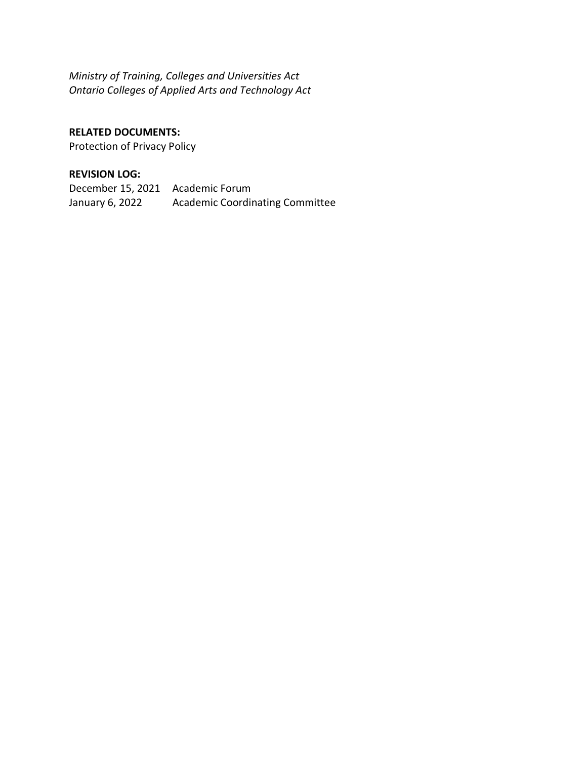*Ministry of Training, Colleges and Universities Act*
*Ontario Colleges of Applied Arts and Technology Act*

**RELATED DOCUMENTS:**
Protection of Privacy Policy

**REVISION LOG:**

| | |
|---|---|
| December 15, 2021 | Academic Forum |
| January 6, 2022 | Academic Coordinating Committee |